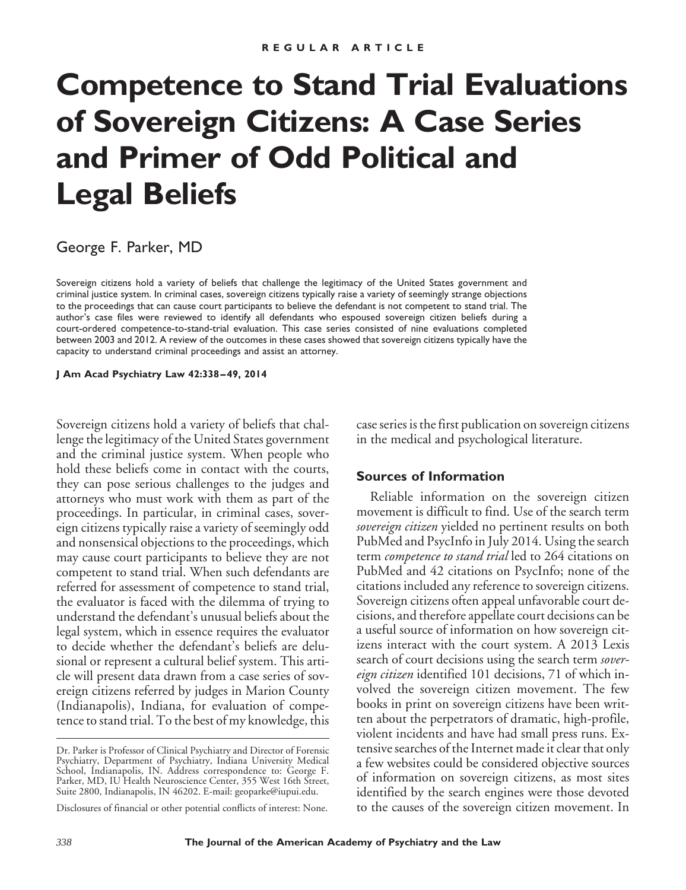REGULAR ARTICLE

# Competence to Stand Trial Evaluations of Sovereign Citizens: A Case Series and Primer of Odd Political and Legal Beliefs

George F. Parker, MD

Sovereign citizens hold a variety of beliefs that challenge the legitimacy of the United States government and criminal justice system. In criminal cases, sovereign citizens typically raise a variety of seemingly strange objections to the proceedings that can cause court participants to believe the defendant is not competent to stand trial. The author's case files were reviewed to identify all defendants who espoused sovereign citizen beliefs during a court-ordered competence-to-stand-trial evaluation. This case series consisted of nine evaluations completed between 2003 and 2012. A review of the outcomes in these cases showed that sovereign citizens typically have the capacity to understand criminal proceedings and assist an attorney.

**J Am Acad Psychiatry Law 42:338–49, 2014**

Sovereign citizens hold a variety of beliefs that challenge the legitimacy of the United States government and the criminal justice system. When people who hold these beliefs come in contact with the courts, they can pose serious challenges to the judges and attorneys who must work with them as part of the proceedings. In particular, in criminal cases, sovereign citizens typically raise a variety of seemingly odd and nonsensical objections to the proceedings, which may cause court participants to believe they are not competent to stand trial. When such defendants are referred for assessment of competence to stand trial, the evaluator is faced with the dilemma of trying to understand the defendant's unusual beliefs about the legal system, which in essence requires the evaluator to decide whether the defendant's beliefs are delusional or represent a cultural belief system. This article will present data drawn from a case series of sovereign citizens referred by judges in Marion County (Indianapolis), Indiana, for evaluation of competence to stand trial. To the best of my knowledge, this case series is the first publication on sovereign citizens in the medical and psychological literature.

## Sources of Information

Reliable information on the sovereign citizen movement is difficult to find. Use of the search term *sovereign citizen* yielded no pertinent results on both PubMed and PsycInfo in July 2014. Using the search term *competence to stand trial* led to 264 citations on PubMed and 42 citations on PsycInfo; none of the citations included any reference to sovereign citizens. Sovereign citizens often appeal unfavorable court decisions, and therefore appellate court decisions can be a useful source of information on how sovereign citizens interact with the court system. A 2013 Lexis search of court decisions using the search term *sovereign citizen* identified 101 decisions, 71 of which involved the sovereign citizen movement. The few books in print on sovereign citizens have been written about the perpetrators of dramatic, high-profile, violent incidents and have had small press runs. Extensive searches of the Internet made it clear that only a few websites could be considered objective sources of information on sovereign citizens, as most sites identified by the search engines were those devoted to the causes of the sovereign citizen movement. In

Dr. Parker is Professor of Clinical Psychiatry and Director of Forensic Psychiatry, Department of Psychiatry, Indiana University Medical School, Indianapolis, IN. Address correspondence to: George F. Parker, MD, IU Health Neuroscience Center, 355 West 16th Street, Suite 2800, Indianapolis, IN 46202. E-mail: geoparke@iupui.edu.

Disclosures of financial or other potential conflicts of interest: None.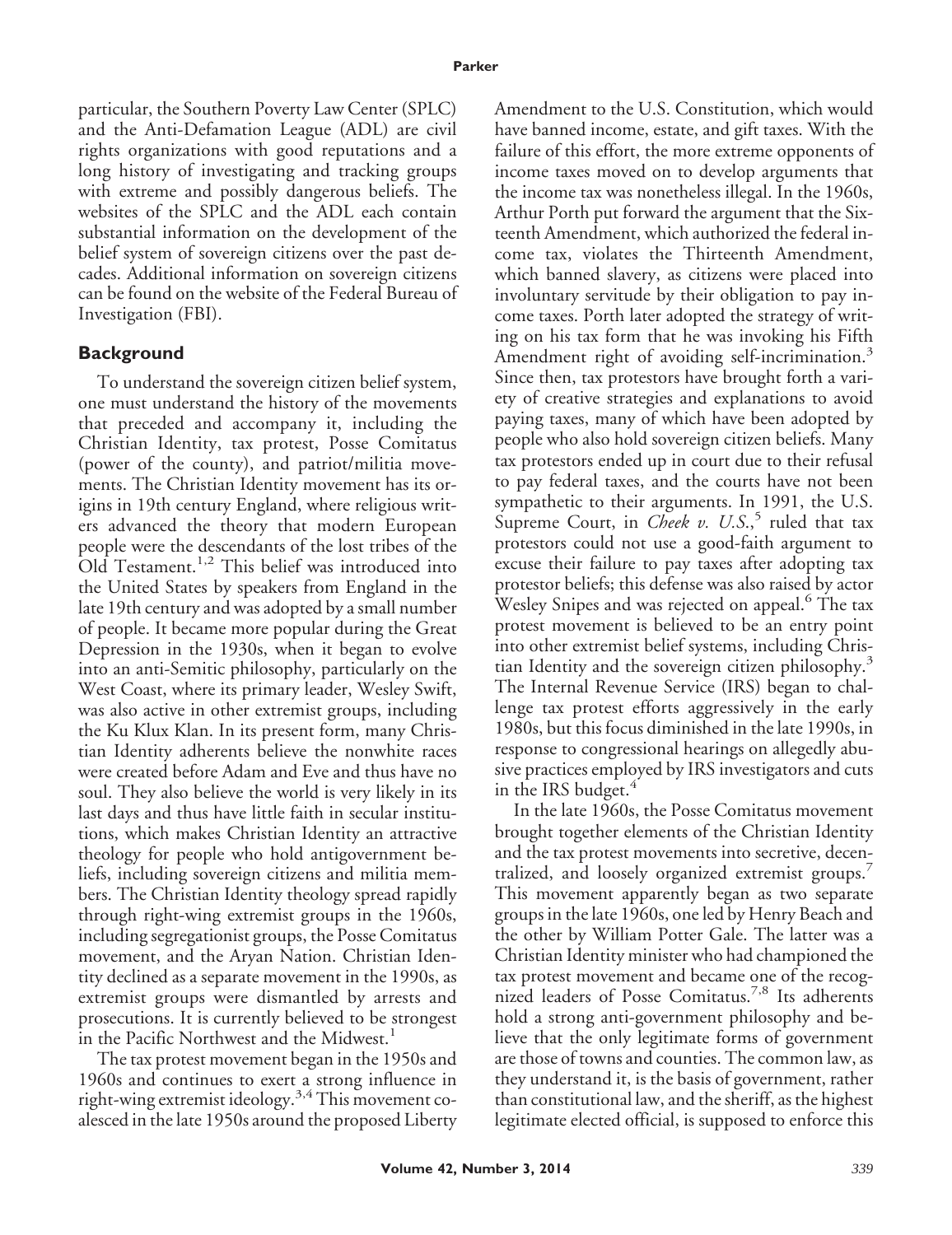particular, the Southern Poverty Law Center (SPLC) and the Anti-Defamation League (ADL) are civil rights organizations with good reputations and a long history of investigating and tracking groups with extreme and possibly dangerous beliefs. The websites of the SPLC and the ADL each contain substantial information on the development of the belief system of sovereign citizens over the past decades. Additional information on sovereign citizens can be found on the website of the Federal Bureau of Investigation (FBI).

## Background

To understand the sovereign citizen belief system, one must understand the history of the movements that preceded and accompany it, including the Christian Identity, tax protest, Posse Comitatus (power of the county), and patriot/militia movements. The Christian Identity movement has its origins in 19th century England, where religious writers advanced the theory that modern European people were the descendants of the lost tribes of the Old Testament.[1,2] This belief was introduced into the United States by speakers from England in the late 19th century and was adopted by a small number of people. It became more popular during the Great Depression in the 1930s, when it began to evolve into an anti-Semitic philosophy, particularly on the West Coast, where its primary leader, Wesley Swift, was also active in other extremist groups, including the Ku Klux Klan. In its present form, many Christian Identity adherents believe the nonwhite races were created before Adam and Eve and thus have no soul. They also believe the world is very likely in its last days and thus have little faith in secular institutions, which makes Christian Identity an attractive theology for people who hold antigovernment beliefs, including sovereign citizens and militia members. The Christian Identity theology spread rapidly through right-wing extremist groups in the 1960s, including segregationist groups, the Posse Comitatus movement, and the Aryan Nation. Christian Identity declined as a separate movement in the 1990s, as extremist groups were dismantled by arrests and prosecutions. It is currently believed to be strongest in the Pacific Northwest and the Midwest.[1]

The tax protest movement began in the 1950s and 1960s and continues to exert a strong influence in right-wing extremist ideology.[3,4] This movement coalesced in the late 1950s around the proposed Liberty Amendment to the U.S. Constitution, which would have banned income, estate, and gift taxes. With the failure of this effort, the more extreme opponents of income taxes moved on to develop arguments that the income tax was nonetheless illegal. In the 1960s, Arthur Porth put forward the argument that the Sixteenth Amendment, which authorized the federal income tax, violates the Thirteenth Amendment, which banned slavery, as citizens were placed into involuntary servitude by their obligation to pay income taxes. Porth later adopted the strategy of writing on his tax form that he was invoking his Fifth Amendment right of avoiding self-incrimination.[3] Since then, tax protestors have brought forth a variety of creative strategies and explanations to avoid paying taxes, many of which have been adopted by people who also hold sovereign citizen beliefs. Many tax protestors ended up in court due to their refusal to pay federal taxes, and the courts have not been sympathetic to their arguments. In 1991, the U.S. Supreme Court, in *Cheek v. U.S.*,[5] ruled that tax protestors could not use a good-faith argument to excuse their failure to pay taxes after adopting tax protestor beliefs; this defense was also raised by actor Wesley Snipes and was rejected on appeal.[6] The tax protest movement is believed to be an entry point into other extremist belief systems, including Christian Identity and the sovereign citizen philosophy.[3] The Internal Revenue Service (IRS) began to challenge tax protest efforts aggressively in the early 1980s, but this focus diminished in the late 1990s, in response to congressional hearings on allegedly abusive practices employed by IRS investigators and cuts in the IRS budget.[4]

In the late 1960s, the Posse Comitatus movement brought together elements of the Christian Identity and the tax protest movements into secretive, decentralized, and loosely organized extremist groups.[7] This movement apparently began as two separate groups in the late 1960s, one led by Henry Beach and the other by William Potter Gale. The latter was a Christian Identity minister who had championed the tax protest movement and became one of the recognized leaders of Posse Comitatus.[7,8] Its adherents hold a strong anti-government philosophy and believe that the only legitimate forms of government are those of towns and counties. The common law, as they understand it, is the basis of government, rather than constitutional law, and the sheriff, as the highest legitimate elected official, is supposed to enforce this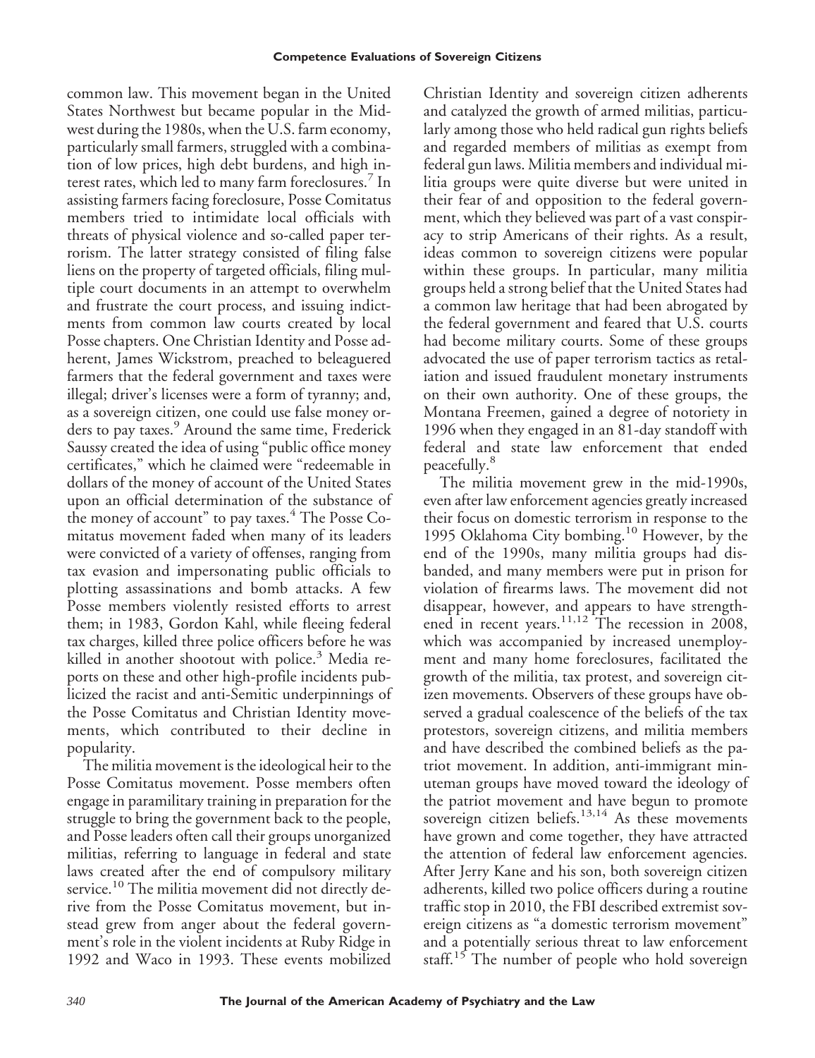common law. This movement began in the United States Northwest but became popular in the Midwest during the 1980s, when the U.S. farm economy, particularly small farmers, struggled with a combination of low prices, high debt burdens, and high interest rates, which led to many farm foreclosures.[7] In assisting farmers facing foreclosure, Posse Comitatus members tried to intimidate local officials with threats of physical violence and so-called paper terrorism. The latter strategy consisted of filing false liens on the property of targeted officials, filing multiple court documents in an attempt to overwhelm and frustrate the court process, and issuing indictments from common law courts created by local Posse chapters. One Christian Identity and Posse adherent, James Wickstrom, preached to beleaguered farmers that the federal government and taxes were illegal; driver's licenses were a form of tyranny; and, as a sovereign citizen, one could use false money orders to pay taxes.[9] Around the same time, Frederick Saussy created the idea of using "public office money certificates," which he claimed were "redeemable in dollars of the money of account of the United States upon an official determination of the substance of the money of account" to pay taxes.[4] The Posse Comitatus movement faded when many of its leaders were convicted of a variety of offenses, ranging from tax evasion and impersonating public officials to plotting assassinations and bomb attacks. A few Posse members violently resisted efforts to arrest them; in 1983, Gordon Kahl, while fleeing federal tax charges, killed three police officers before he was killed in another shootout with police.[3] Media reports on these and other high-profile incidents publicized the racist and anti-Semitic underpinnings of the Posse Comitatus and Christian Identity movements, which contributed to their decline in popularity.

The militia movement is the ideological heir to the Posse Comitatus movement. Posse members often engage in paramilitary training in preparation for the struggle to bring the government back to the people, and Posse leaders often call their groups unorganized militias, referring to language in federal and state laws created after the end of compulsory military service.[10] The militia movement did not directly derive from the Posse Comitatus movement, but instead grew from anger about the federal government's role in the violent incidents at Ruby Ridge in 1992 and Waco in 1993. These events mobilized Christian Identity and sovereign citizen adherents and catalyzed the growth of armed militias, particularly among those who held radical gun rights beliefs and regarded members of militias as exempt from federal gun laws. Militia members and individual militia groups were quite diverse but were united in their fear of and opposition to the federal government, which they believed was part of a vast conspiracy to strip Americans of their rights. As a result, ideas common to sovereign citizens were popular within these groups. In particular, many militia groups held a strong belief that the United States had a common law heritage that had been abrogated by the federal government and feared that U.S. courts had become military courts. Some of these groups advocated the use of paper terrorism tactics as retaliation and issued fraudulent monetary instruments on their own authority. One of these groups, the Montana Freemen, gained a degree of notoriety in 1996 when they engaged in an 81-day standoff with federal and state law enforcement that ended peacefully.[8]

The militia movement grew in the mid-1990s, even after law enforcement agencies greatly increased their focus on domestic terrorism in response to the 1995 Oklahoma City bombing.[10] However, by the end of the 1990s, many militia groups had disbanded, and many members were put in prison for violation of firearms laws. The movement did not disappear, however, and appears to have strengthened in recent years.[11,12] The recession in 2008, which was accompanied by increased unemployment and many home foreclosures, facilitated the growth of the militia, tax protest, and sovereign citizen movements. Observers of these groups have observed a gradual coalescence of the beliefs of the tax protestors, sovereign citizens, and militia members and have described the combined beliefs as the patriot movement. In addition, anti-immigrant minuteman groups have moved toward the ideology of the patriot movement and have begun to promote sovereign citizen beliefs.[13,14] As these movements have grown and come together, they have attracted the attention of federal law enforcement agencies. After Jerry Kane and his son, both sovereign citizen adherents, killed two police officers during a routine traffic stop in 2010, the FBI described extremist sovereign citizens as "a domestic terrorism movement" and a potentially serious threat to law enforcement staff.[15] The number of people who hold sovereign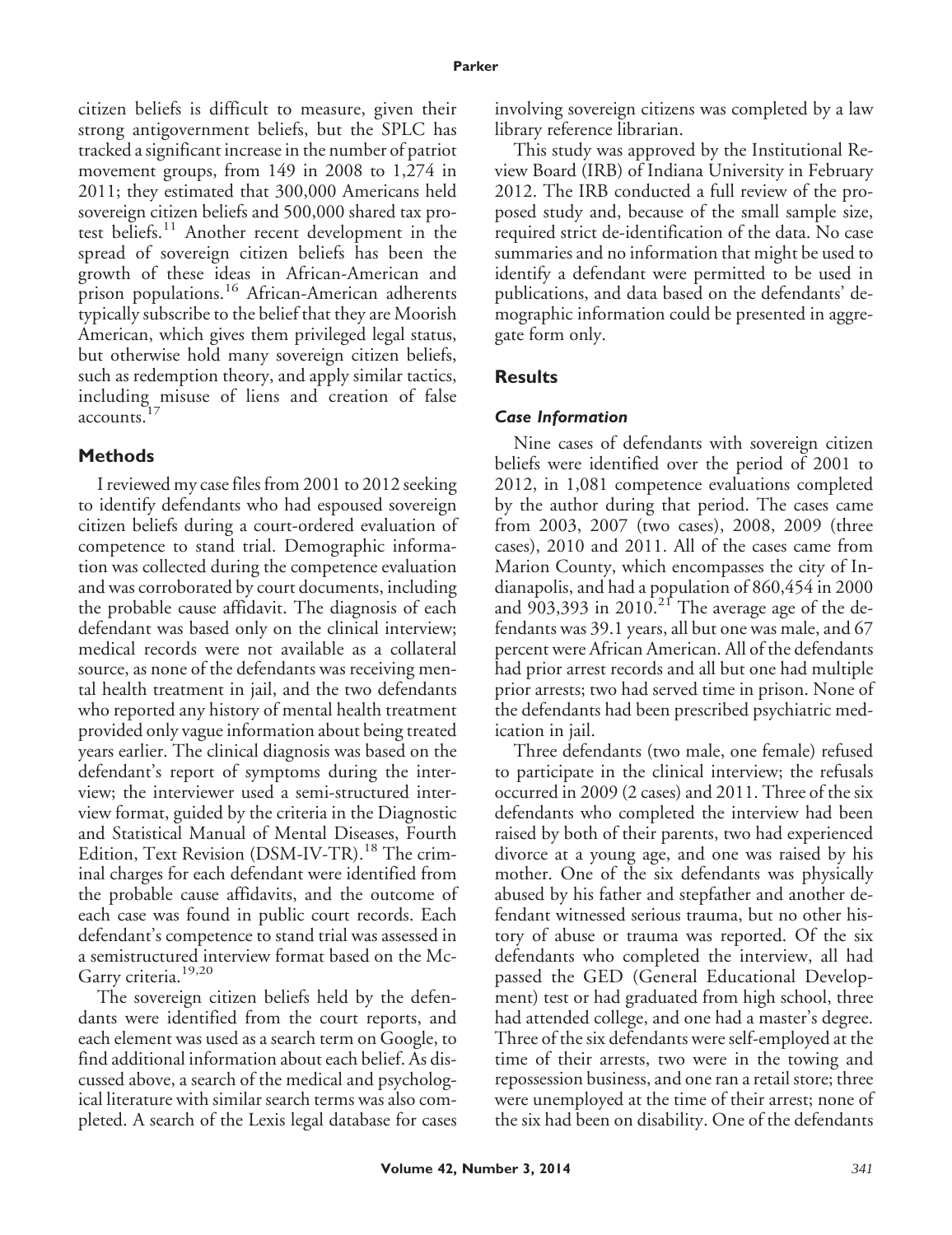citizen beliefs is difficult to measure, given their strong antigovernment beliefs, but the SPLC has tracked a significant increase in the number of patriot movement groups, from 149 in 2008 to 1,274 in 2011; they estimated that 300,000 Americans held sovereign citizen beliefs and 500,000 shared tax protest beliefs.[11] Another recent development in the spread of sovereign citizen beliefs has been the growth of these ideas in African-American and prison populations.[16] African-American adherents typically subscribe to the belief that they are Moorish American, which gives them privileged legal status, but otherwise hold many sovereign citizen beliefs, such as redemption theory, and apply similar tactics, including misuse of liens and creation of false accounts.[17]

## Methods

I reviewed my case files from 2001 to 2012 seeking to identify defendants who had espoused sovereign citizen beliefs during a court-ordered evaluation of competence to stand trial. Demographic information was collected during the competence evaluation and was corroborated by court documents, including the probable cause affidavit. The diagnosis of each defendant was based only on the clinical interview; medical records were not available as a collateral source, as none of the defendants was receiving mental health treatment in jail, and the two defendants who reported any history of mental health treatment provided only vague information about being treated years earlier. The clinical diagnosis was based on the defendant's report of symptoms during the interview; the interviewer used a semi-structured interview format, guided by the criteria in the Diagnostic and Statistical Manual of Mental Diseases, Fourth Edition, Text Revision (DSM-IV-TR).[18] The criminal charges for each defendant were identified from the probable cause affidavits, and the outcome of each case was found in public court records. Each defendant's competence to stand trial was assessed in a semistructured interview format based on the McGarry criteria.[19,20]

The sovereign citizen beliefs held by the defendants were identified from the court reports, and each element was used as a search term on Google, to find additional information about each belief. As discussed above, a search of the medical and psychological literature with similar search terms was also completed. A search of the Lexis legal database for cases involving sovereign citizens was completed by a law library reference librarian.

This study was approved by the Institutional Review Board (IRB) of Indiana University in February 2012. The IRB conducted a full review of the proposed study and, because of the small sample size, required strict de-identification of the data. No case summaries and no information that might be used to identify a defendant were permitted to be used in publications, and data based on the defendants' demographic information could be presented in aggregate form only.

## Results

### *Case Information*

Nine cases of defendants with sovereign citizen beliefs were identified over the period of 2001 to 2012, in 1,081 competence evaluations completed by the author during that period. The cases came from 2003, 2007 (two cases), 2008, 2009 (three cases), 2010 and 2011. All of the cases came from Marion County, which encompasses the city of Indianapolis, and had a population of 860,454 in 2000 and 903,393 in 2010.[21] The average age of the defendants was 39.1 years, all but one was male, and 67 percent were African American. All of the defendants had prior arrest records and all but one had multiple prior arrests; two had served time in prison. None of the defendants had been prescribed psychiatric medication in jail.

Three defendants (two male, one female) refused to participate in the clinical interview; the refusals occurred in 2009 (2 cases) and 2011. Three of the six defendants who completed the interview had been raised by both of their parents, two had experienced divorce at a young age, and one was raised by his mother. One of the six defendants was physically abused by his father and stepfather and another defendant witnessed serious trauma, but no other history of abuse or trauma was reported. Of the six defendants who completed the interview, all had passed the GED (General Educational Development) test or had graduated from high school, three had attended college, and one had a master's degree. Three of the six defendants were self-employed at the time of their arrests, two were in the towing and repossession business, and one ran a retail store; three were unemployed at the time of their arrest; none of the six had been on disability. One of the defendants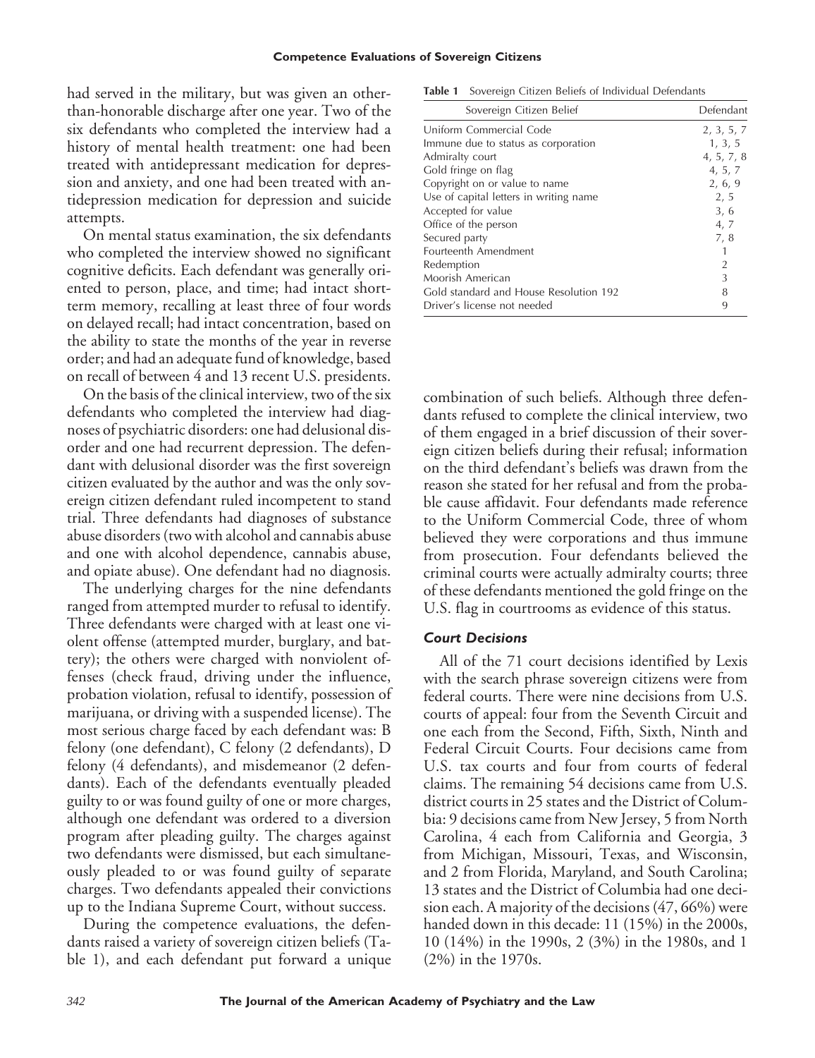had served in the military, but was given an other-than-honorable discharge after one year. Two of the six defendants who completed the interview had a history of mental health treatment: one had been treated with antidepressant medication for depression and anxiety, and one had been treated with antidepression medication for depression and suicide attempts.

On mental status examination, the six defendants who completed the interview showed no significant cognitive deficits. Each defendant was generally oriented to person, place, and time; had intact short-term memory, recalling at least three of four words on delayed recall; had intact concentration, based on the ability to state the months of the year in reverse order; and had an adequate fund of knowledge, based on recall of between 4 and 13 recent U.S. presidents.

On the basis of the clinical interview, two of the six defendants who completed the interview had diagnoses of psychiatric disorders: one had delusional disorder and one had recurrent depression. The defendant with delusional disorder was the first sovereign citizen evaluated by the author and was the only sovereign citizen defendant ruled incompetent to stand trial. Three defendants had diagnoses of substance abuse disorders (two with alcohol and cannabis abuse and one with alcohol dependence, cannabis abuse, and opiate abuse). One defendant had no diagnosis.

The underlying charges for the nine defendants ranged from attempted murder to refusal to identify. Three defendants were charged with at least one violent offense (attempted murder, burglary, and battery); the others were charged with nonviolent offenses (check fraud, driving under the influence, probation violation, refusal to identify, possession of marijuana, or driving with a suspended license). The most serious charge faced by each defendant was: B felony (one defendant), C felony (2 defendants), D felony (4 defendants), and misdemeanor (2 defendants). Each of the defendants eventually pleaded guilty to or was found guilty of one or more charges, although one defendant was ordered to a diversion program after pleading guilty. The charges against two defendants were dismissed, but each simultaneously pleaded to or was found guilty of separate charges. Two defendants appealed their convictions up to the Indiana Supreme Court, without success.

During the competence evaluations, the defendants raised a variety of sovereign citizen beliefs (Table 1), and each defendant put forward a unique combination of such beliefs. Although three defendants refused to complete the clinical interview, two of them engaged in a brief discussion of their sovereign citizen beliefs during their refusal; information on the third defendant's beliefs was drawn from the reason she stated for her refusal and from the probable cause affidavit. Four defendants made reference to the Uniform Commercial Code, three of whom believed they were corporations and thus immune from prosecution. Four defendants believed the criminal courts were actually admiralty courts; three of these defendants mentioned the gold fringe on the U.S. flag in courtrooms as evidence of this status.

**Table 1** Sovereign Citizen Beliefs of Individual Defendants

| Sovereign Citizen Belief | Defendant |
|---|---|
| Uniform Commercial Code | 2, 3, 5, 7 |
| Immune due to status as corporation | 1, 3, 5 |
| Admiralty court | 4, 5, 7, 8 |
| Gold fringe on flag | 4, 5, 7 |
| Copyright on or value to name | 2, 6, 9 |
| Use of capital letters in writing name | 2, 5 |
| Accepted for value | 3, 6 |
| Office of the person | 4, 7 |
| Secured party | 7, 8 |
| Fourteenth Amendment | 1 |
| Redemption | 2 |
| Moorish American | 3 |
| Gold standard and House Resolution 192 | 8 |
| Driver's license not needed | 9 |

### *Court Decisions*

All of the 71 court decisions identified by Lexis with the search phrase sovereign citizens were from federal courts. There were nine decisions from U.S. courts of appeal: four from the Seventh Circuit and one each from the Second, Fifth, Sixth, Ninth and Federal Circuit Courts. Four decisions came from U.S. tax courts and four from courts of federal claims. The remaining 54 decisions came from U.S. district courts in 25 states and the District of Columbia: 9 decisions came from New Jersey, 5 from North Carolina, 4 each from California and Georgia, 3 from Michigan, Missouri, Texas, and Wisconsin, and 2 from Florida, Maryland, and South Carolina; 13 states and the District of Columbia had one decision each. A majority of the decisions (47, 66%) were handed down in this decade: 11 (15%) in the 2000s, 10 (14%) in the 1990s, 2 (3%) in the 1980s, and 1 (2%) in the 1970s.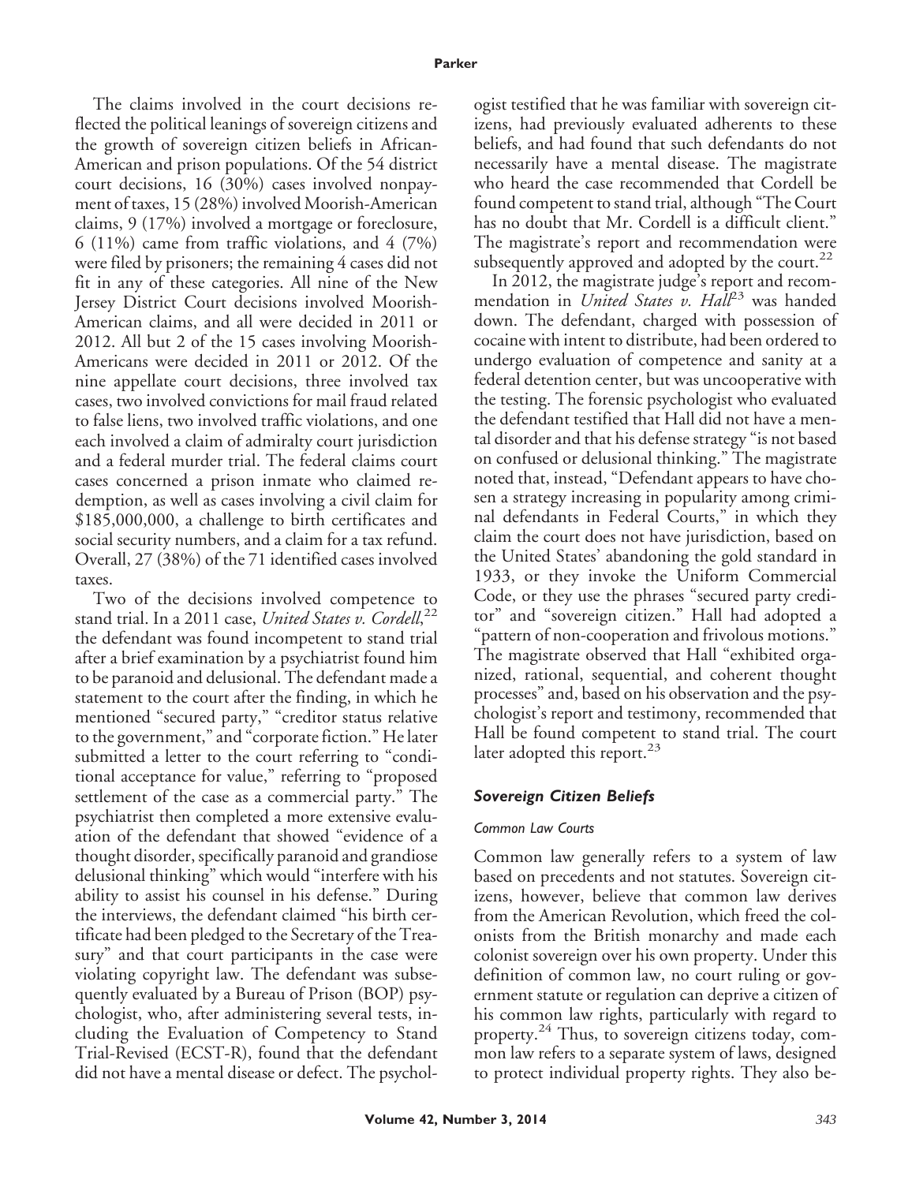The claims involved in the court decisions reflected the political leanings of sovereign citizens and the growth of sovereign citizen beliefs in African-American and prison populations. Of the 54 district court decisions, 16 (30%) cases involved nonpayment of taxes, 15 (28%) involved Moorish-American claims, 9 (17%) involved a mortgage or foreclosure, 6 (11%) came from traffic violations, and 4 (7%) were filed by prisoners; the remaining 4 cases did not fit in any of these categories. All nine of the New Jersey District Court decisions involved Moorish-American claims, and all were decided in 2011 or 2012. All but 2 of the 15 cases involving Moorish-Americans were decided in 2011 or 2012. Of the nine appellate court decisions, three involved tax cases, two involved convictions for mail fraud related to false liens, two involved traffic violations, and one each involved a claim of admiralty court jurisdiction and a federal murder trial. The federal claims court cases concerned a prison inmate who claimed redemption, as well as cases involving a civil claim for \$185,000,000, a challenge to birth certificates and social security numbers, and a claim for a tax refund. Overall, 27 (38%) of the 71 identified cases involved taxes.

Two of the decisions involved competence to stand trial. In a 2011 case, *United States v. Cordell*,[22] the defendant was found incompetent to stand trial after a brief examination by a psychiatrist found him to be paranoid and delusional. The defendant made a statement to the court after the finding, in which he mentioned "secured party," "creditor status relative to the government," and "corporate fiction." He later submitted a letter to the court referring to "conditional acceptance for value," referring to "proposed settlement of the case as a commercial party." The psychiatrist then completed a more extensive evaluation of the defendant that showed "evidence of a thought disorder, specifically paranoid and grandiose delusional thinking" which would "interfere with his ability to assist his counsel in his defense." During the interviews, the defendant claimed "his birth certificate had been pledged to the Secretary of the Treasury" and that court participants in the case were violating copyright law. The defendant was subsequently evaluated by a Bureau of Prison (BOP) psychologist, who, after administering several tests, including the Evaluation of Competency to Stand Trial-Revised (ECST-R), found that the defendant did not have a mental disease or defect. The psychologist testified that he was familiar with sovereign citizens, had previously evaluated adherents to these beliefs, and had found that such defendants do not necessarily have a mental disease. The magistrate who heard the case recommended that Cordell be found competent to stand trial, although "The Court has no doubt that Mr. Cordell is a difficult client." The magistrate's report and recommendation were subsequently approved and adopted by the court.[22]

In 2012, the magistrate judge's report and recommendation in *United States v. Hall*[23] was handed down. The defendant, charged with possession of cocaine with intent to distribute, had been ordered to undergo evaluation of competence and sanity at a federal detention center, but was uncooperative with the testing. The forensic psychologist who evaluated the defendant testified that Hall did not have a mental disorder and that his defense strategy "is not based on confused or delusional thinking." The magistrate noted that, instead, "Defendant appears to have chosen a strategy increasing in popularity among criminal defendants in Federal Courts," in which they claim the court does not have jurisdiction, based on the United States' abandoning the gold standard in 1933, or they invoke the Uniform Commercial Code, or they use the phrases "secured party creditor" and "sovereign citizen." Hall had adopted a "pattern of non-cooperation and frivolous motions." The magistrate observed that Hall "exhibited organized, rational, sequential, and coherent thought processes" and, based on his observation and the psychologist's report and testimony, recommended that Hall be found competent to stand trial. The court later adopted this report.[23]

### Sovereign Citizen Beliefs

#### Common Law Courts

Common law generally refers to a system of law based on precedents and not statutes. Sovereign citizens, however, believe that common law derives from the American Revolution, which freed the colonists from the British monarchy and made each colonist sovereign over his own property. Under this definition of common law, no court ruling or government statute or regulation can deprive a citizen of his common law rights, particularly with regard to property.[24] Thus, to sovereign citizens today, common law refers to a separate system of laws, designed to protect individual property rights. They also be-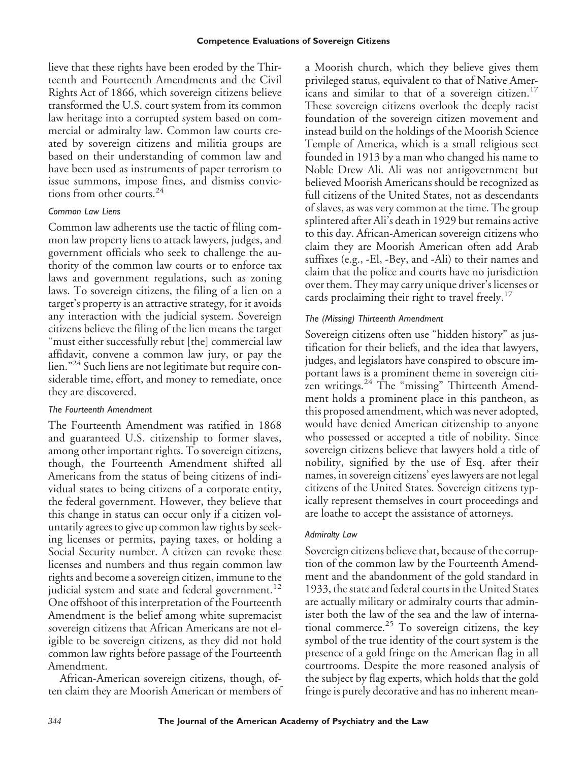lieve that these rights have been eroded by the Thirteenth and Fourteenth Amendments and the Civil Rights Act of 1866, which sovereign citizens believe transformed the U.S. court system from its common law heritage into a corrupted system based on commercial or admiralty law. Common law courts created by sovereign citizens and militia groups are based on their understanding of common law and have been used as instruments of paper terrorism to issue summons, impose fines, and dismiss convictions from other courts.[24]

### *Common Law Liens*

Common law adherents use the tactic of filing common law property liens to attack lawyers, judges, and government officials who seek to challenge the authority of the common law courts or to enforce tax laws and government regulations, such as zoning laws. To sovereign citizens, the filing of a lien on a target's property is an attractive strategy, for it avoids any interaction with the judicial system. Sovereign citizens believe the filing of the lien means the target "must either successfully rebut [the] commercial law affidavit, convene a common law jury, or pay the lien."[24] Such liens are not legitimate but require considerable time, effort, and money to remediate, once they are discovered.

### *The Fourteenth Amendment*

The Fourteenth Amendment was ratified in 1868 and guaranteed U.S. citizenship to former slaves, among other important rights. To sovereign citizens, though, the Fourteenth Amendment shifted all Americans from the status of being citizens of individual states to being citizens of a corporate entity, the federal government. However, they believe that this change in status can occur only if a citizen voluntarily agrees to give up common law rights by seeking licenses or permits, paying taxes, or holding a Social Security number. A citizen can revoke these licenses and numbers and thus regain common law rights and become a sovereign citizen, immune to the judicial system and state and federal government.[12] One offshoot of this interpretation of the Fourteenth Amendment is the belief among white supremacist sovereign citizens that African Americans are not eligible to be sovereign citizens, as they did not hold common law rights before passage of the Fourteenth Amendment.

African-American sovereign citizens, though, often claim they are Moorish American or members of a Moorish church, which they believe gives them privileged status, equivalent to that of Native Americans and similar to that of a sovereign citizen.[17] These sovereign citizens overlook the deeply racist foundation of the sovereign citizen movement and instead build on the holdings of the Moorish Science Temple of America, which is a small religious sect founded in 1913 by a man who changed his name to Noble Drew Ali. Ali was not antigovernment but believed Moorish Americans should be recognized as full citizens of the United States, not as descendants of slaves, as was very common at the time. The group splintered after Ali's death in 1929 but remains active to this day. African-American sovereign citizens who claim they are Moorish American often add Arab suffixes (e.g., -El, -Bey, and -Ali) to their names and claim that the police and courts have no jurisdiction over them. They may carry unique driver's licenses or cards proclaiming their right to travel freely.[17]

### *The (Missing) Thirteenth Amendment*

Sovereign citizens often use "hidden history" as justification for their beliefs, and the idea that lawyers, judges, and legislators have conspired to obscure important laws is a prominent theme in sovereign citizen writings.[24] The "missing" Thirteenth Amendment holds a prominent place in this pantheon, as this proposed amendment, which was never adopted, would have denied American citizenship to anyone who possessed or accepted a title of nobility. Since sovereign citizens believe that lawyers hold a title of nobility, signified by the use of Esq. after their names, in sovereign citizens' eyes lawyers are not legal citizens of the United States. Sovereign citizens typically represent themselves in court proceedings and are loathe to accept the assistance of attorneys.

### *Admiralty Law*

Sovereign citizens believe that, because of the corruption of the common law by the Fourteenth Amendment and the abandonment of the gold standard in 1933, the state and federal courts in the United States are actually military or admiralty courts that administer both the law of the sea and the law of international commerce.[25] To sovereign citizens, the key symbol of the true identity of the court system is the presence of a gold fringe on the American flag in all courtrooms. Despite the more reasoned analysis of the subject by flag experts, which holds that the gold fringe is purely decorative and has no inherent mean-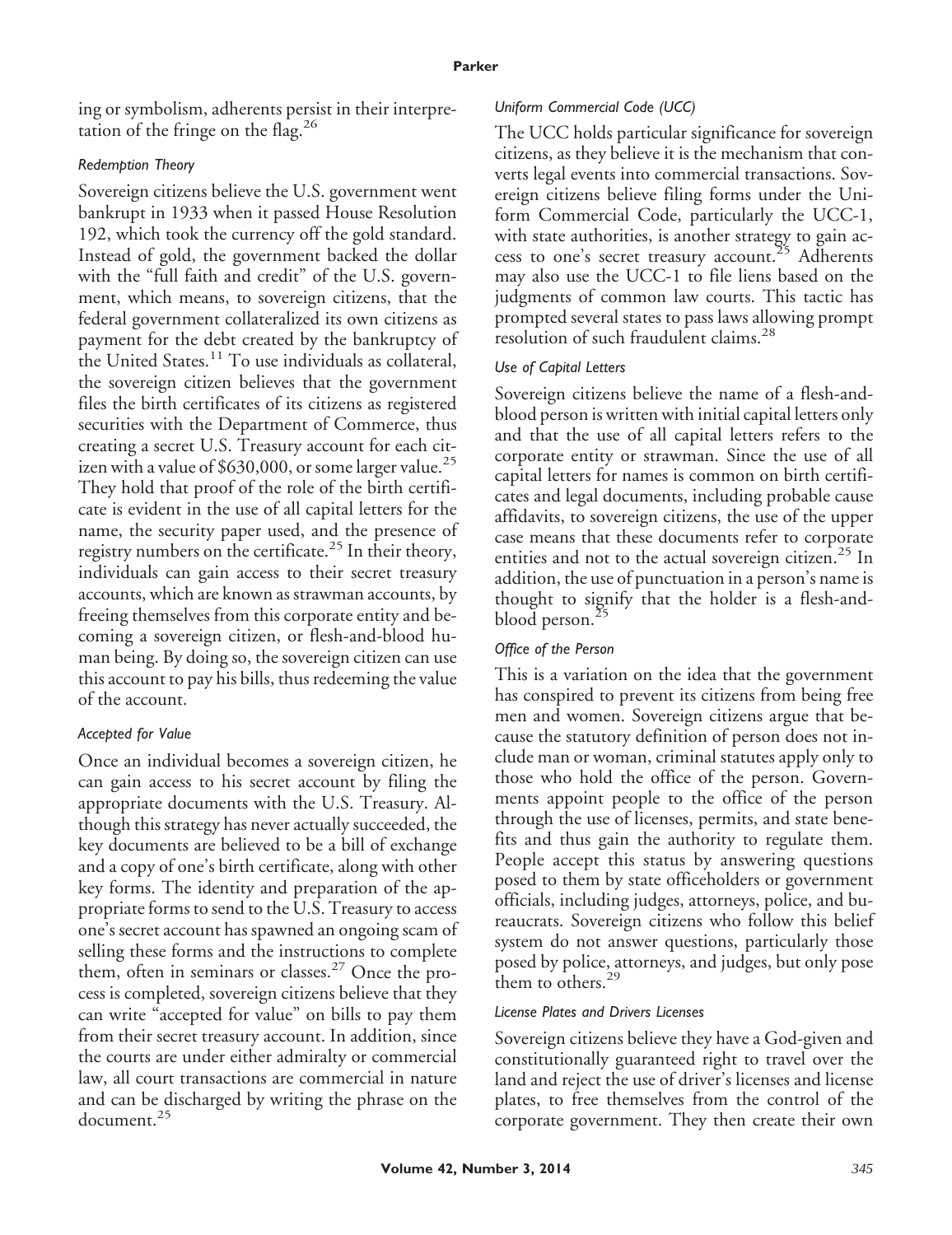ing or symbolism, adherents persist in their interpretation of the fringe on the flag.[26]

### *Redemption Theory*

Sovereign citizens believe the U.S. government went bankrupt in 1933 when it passed House Resolution 192, which took the currency off the gold standard. Instead of gold, the government backed the dollar with the "full faith and credit" of the U.S. government, which means, to sovereign citizens, that the federal government collateralized its own citizens as payment for the debt created by the bankruptcy of the United States.[11] To use individuals as collateral, the sovereign citizen believes that the government files the birth certificates of its citizens as registered securities with the Department of Commerce, thus creating a secret U.S. Treasury account for each citizen with a value of $630,000, or some larger value.[25] They hold that proof of the role of the birth certificate is evident in the use of all capital letters for the name, the security paper used, and the presence of registry numbers on the certificate.[25] In their theory, individuals can gain access to their secret treasury accounts, which are known as strawman accounts, by freeing themselves from this corporate entity and becoming a sovereign citizen, or flesh-and-blood human being. By doing so, the sovereign citizen can use this account to pay his bills, thus redeeming the value of the account.

### *Accepted for Value*

Once an individual becomes a sovereign citizen, he can gain access to his secret account by filing the appropriate documents with the U.S. Treasury. Although this strategy has never actually succeeded, the key documents are believed to be a bill of exchange and a copy of one's birth certificate, along with other key forms. The identity and preparation of the appropriate forms to send to the U.S. Treasury to access one's secret account has spawned an ongoing scam of selling these forms and the instructions to complete them, often in seminars or classes.[27] Once the process is completed, sovereign citizens believe that they can write "accepted for value" on bills to pay them from their secret treasury account. In addition, since the courts are under either admiralty or commercial law, all court transactions are commercial in nature and can be discharged by writing the phrase on the document.[25]

### *Uniform Commercial Code (UCC)*

The UCC holds particular significance for sovereign citizens, as they believe it is the mechanism that converts legal events into commercial transactions. Sovereign citizens believe filing forms under the Uniform Commercial Code, particularly the UCC-1, with state authorities, is another strategy to gain access to one's secret treasury account.[25] Adherents may also use the UCC-1 to file liens based on the judgments of common law courts. This tactic has prompted several states to pass laws allowing prompt resolution of such fraudulent claims.[28]

### *Use of Capital Letters*

Sovereign citizens believe the name of a flesh-and-blood person is written with initial capital letters only and that the use of all capital letters refers to the corporate entity or strawman. Since the use of all capital letters for names is common on birth certificates and legal documents, including probable cause affidavits, to sovereign citizens, the use of the upper case means that these documents refer to corporate entities and not to the actual sovereign citizen.[25] In addition, the use of punctuation in a person's name is thought to signify that the holder is a flesh-and-blood person.[25]

### *Office of the Person*

This is a variation on the idea that the government has conspired to prevent its citizens from being free men and women. Sovereign citizens argue that because the statutory definition of person does not include man or woman, criminal statutes apply only to those who hold the office of the person. Governments appoint people to the office of the person through the use of licenses, permits, and state benefits and thus gain the authority to regulate them. People accept this status by answering questions posed to them by state officeholders or government officials, including judges, attorneys, police, and bureaucrats. Sovereign citizens who follow this belief system do not answer questions, particularly those posed by police, attorneys, and judges, but only pose them to others.[29]

### *License Plates and Drivers Licenses*

Sovereign citizens believe they have a God-given and constitutionally guaranteed right to travel over the land and reject the use of driver's licenses and license plates, to free themselves from the control of the corporate government. They then create their own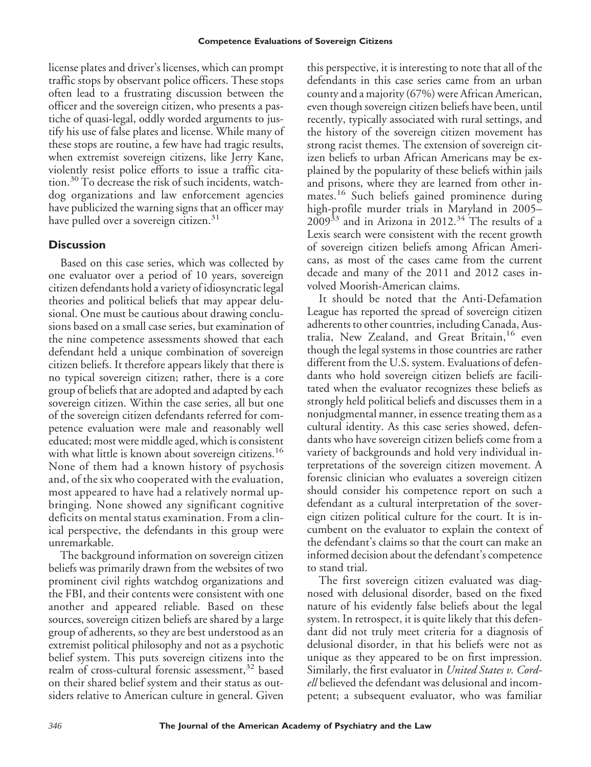license plates and driver's licenses, which can prompt traffic stops by observant police officers. These stops often lead to a frustrating discussion between the officer and the sovereign citizen, who presents a pastiche of quasi-legal, oddly worded arguments to justify his use of false plates and license. While many of these stops are routine, a few have had tragic results, when extremist sovereign citizens, like Jerry Kane, violently resist police efforts to issue a traffic citation.[30] To decrease the risk of such incidents, watchdog organizations and law enforcement agencies have publicized the warning signs that an officer may have pulled over a sovereign citizen.[31]

## Discussion

Based on this case series, which was collected by one evaluator over a period of 10 years, sovereign citizen defendants hold a variety of idiosyncratic legal theories and political beliefs that may appear delusional. One must be cautious about drawing conclusions based on a small case series, but examination of the nine competence assessments showed that each defendant held a unique combination of sovereign citizen beliefs. It therefore appears likely that there is no typical sovereign citizen; rather, there is a core group of beliefs that are adopted and adapted by each sovereign citizen. Within the case series, all but one of the sovereign citizen defendants referred for competence evaluation were male and reasonably well educated; most were middle aged, which is consistent with what little is known about sovereign citizens.[16] None of them had a known history of psychosis and, of the six who cooperated with the evaluation, most appeared to have had a relatively normal upbringing. None showed any significant cognitive deficits on mental status examination. From a clinical perspective, the defendants in this group were unremarkable.

The background information on sovereign citizen beliefs was primarily drawn from the websites of two prominent civil rights watchdog organizations and the FBI, and their contents were consistent with one another and appeared reliable. Based on these sources, sovereign citizen beliefs are shared by a large group of adherents, so they are best understood as an extremist political philosophy and not as a psychotic belief system. This puts sovereign citizens into the realm of cross-cultural forensic assessment,[32] based on their shared belief system and their status as outsiders relative to American culture in general. Given this perspective, it is interesting to note that all of the defendants in this case series came from an urban county and a majority (67%) were African American, even though sovereign citizen beliefs have been, until recently, typically associated with rural settings, and the history of the sovereign citizen movement has strong racist themes. The extension of sovereign citizen beliefs to urban African Americans may be explained by the popularity of these beliefs within jails and prisons, where they are learned from other inmates.[16] Such beliefs gained prominence during high-profile murder trials in Maryland in 2005–2009[33] and in Arizona in 2012.[34] The results of a Lexis search were consistent with the recent growth of sovereign citizen beliefs among African Americans, as most of the cases came from the current decade and many of the 2011 and 2012 cases involved Moorish-American claims.

It should be noted that the Anti-Defamation League has reported the spread of sovereign citizen adherents to other countries, including Canada, Australia, New Zealand, and Great Britain,[16] even though the legal systems in those countries are rather different from the U.S. system. Evaluations of defendants who hold sovereign citizen beliefs are facilitated when the evaluator recognizes these beliefs as strongly held political beliefs and discusses them in a nonjudgmental manner, in essence treating them as a cultural identity. As this case series showed, defendants who have sovereign citizen beliefs come from a variety of backgrounds and hold very individual interpretations of the sovereign citizen movement. A forensic clinician who evaluates a sovereign citizen should consider his competence report on such a defendant as a cultural interpretation of the sovereign citizen political culture for the court. It is incumbent on the evaluator to explain the context of the defendant's claims so that the court can make an informed decision about the defendant's competence to stand trial.

The first sovereign citizen evaluated was diagnosed with delusional disorder, based on the fixed nature of his evidently false beliefs about the legal system. In retrospect, it is quite likely that this defendant did not truly meet criteria for a diagnosis of delusional disorder, in that his beliefs were not as unique as they appeared to be on first impression. Similarly, the first evaluator in *United States v. Cordell* believed the defendant was delusional and incompetent; a subsequent evaluator, who was familiar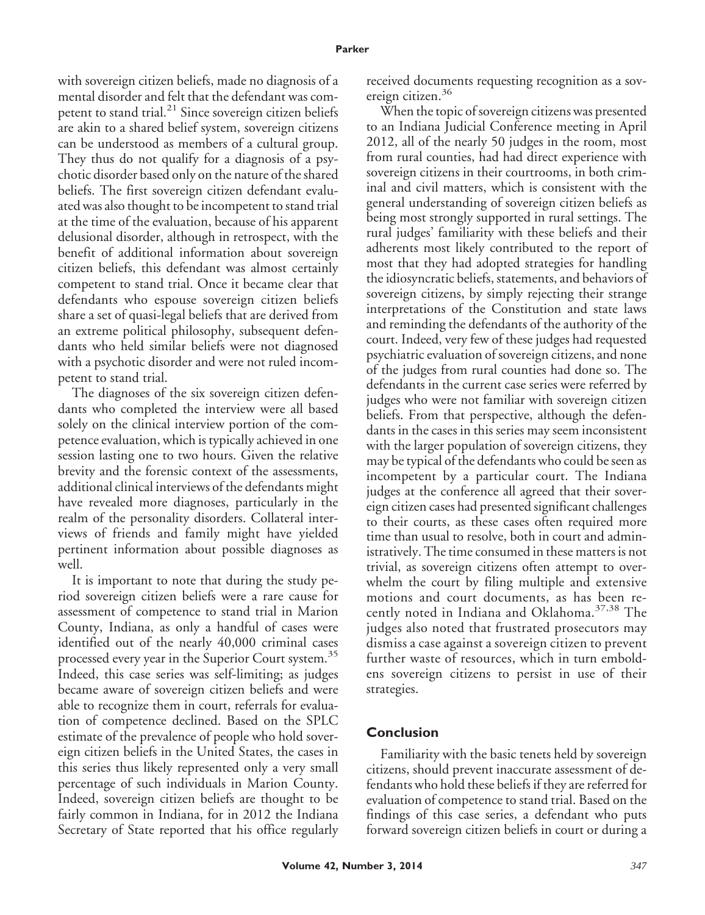with sovereign citizen beliefs, made no diagnosis of a mental disorder and felt that the defendant was competent to stand trial.[21] Since sovereign citizen beliefs are akin to a shared belief system, sovereign citizens can be understood as members of a cultural group. They thus do not qualify for a diagnosis of a psychotic disorder based only on the nature of the shared beliefs. The first sovereign citizen defendant evaluated was also thought to be incompetent to stand trial at the time of the evaluation, because of his apparent delusional disorder, although in retrospect, with the benefit of additional information about sovereign citizen beliefs, this defendant was almost certainly competent to stand trial. Once it became clear that defendants who espouse sovereign citizen beliefs share a set of quasi-legal beliefs that are derived from an extreme political philosophy, subsequent defendants who held similar beliefs were not diagnosed with a psychotic disorder and were not ruled incompetent to stand trial.

The diagnoses of the six sovereign citizen defendants who completed the interview were all based solely on the clinical interview portion of the competence evaluation, which is typically achieved in one session lasting one to two hours. Given the relative brevity and the forensic context of the assessments, additional clinical interviews of the defendants might have revealed more diagnoses, particularly in the realm of the personality disorders. Collateral interviews of friends and family might have yielded pertinent information about possible diagnoses as well.

It is important to note that during the study period sovereign citizen beliefs were a rare cause for assessment of competence to stand trial in Marion County, Indiana, as only a handful of cases were identified out of the nearly 40,000 criminal cases processed every year in the Superior Court system.[35] Indeed, this case series was self-limiting; as judges became aware of sovereign citizen beliefs and were able to recognize them in court, referrals for evaluation of competence declined. Based on the SPLC estimate of the prevalence of people who hold sovereign citizen beliefs in the United States, the cases in this series thus likely represented only a very small percentage of such individuals in Marion County. Indeed, sovereign citizen beliefs are thought to be fairly common in Indiana, for in 2012 the Indiana Secretary of State reported that his office regularly received documents requesting recognition as a sovereign citizen.[36]

When the topic of sovereign citizens was presented to an Indiana Judicial Conference meeting in April 2012, all of the nearly 50 judges in the room, most from rural counties, had had direct experience with sovereign citizens in their courtrooms, in both criminal and civil matters, which is consistent with the general understanding of sovereign citizen beliefs as being most strongly supported in rural settings. The rural judges' familiarity with these beliefs and their adherents most likely contributed to the report of most that they had adopted strategies for handling the idiosyncratic beliefs, statements, and behaviors of sovereign citizens, by simply rejecting their strange interpretations of the Constitution and state laws and reminding the defendants of the authority of the court. Indeed, very few of these judges had requested psychiatric evaluation of sovereign citizens, and none of the judges from rural counties had done so. The defendants in the current case series were referred by judges who were not familiar with sovereign citizen beliefs. From that perspective, although the defendants in the cases in this series may seem inconsistent with the larger population of sovereign citizens, they may be typical of the defendants who could be seen as incompetent by a particular court. The Indiana judges at the conference all agreed that their sovereign citizen cases had presented significant challenges to their courts, as these cases often required more time than usual to resolve, both in court and administratively. The time consumed in these matters is not trivial, as sovereign citizens often attempt to overwhelm the court by filing multiple and extensive motions and court documents, as has been recently noted in Indiana and Oklahoma.[37,38] The judges also noted that frustrated prosecutors may dismiss a case against a sovereign citizen to prevent further waste of resources, which in turn emboldens sovereign citizens to persist in use of their strategies.

## Conclusion

Familiarity with the basic tenets held by sovereign citizens, should prevent inaccurate assessment of defendants who hold these beliefs if they are referred for evaluation of competence to stand trial. Based on the findings of this case series, a defendant who puts forward sovereign citizen beliefs in court or during a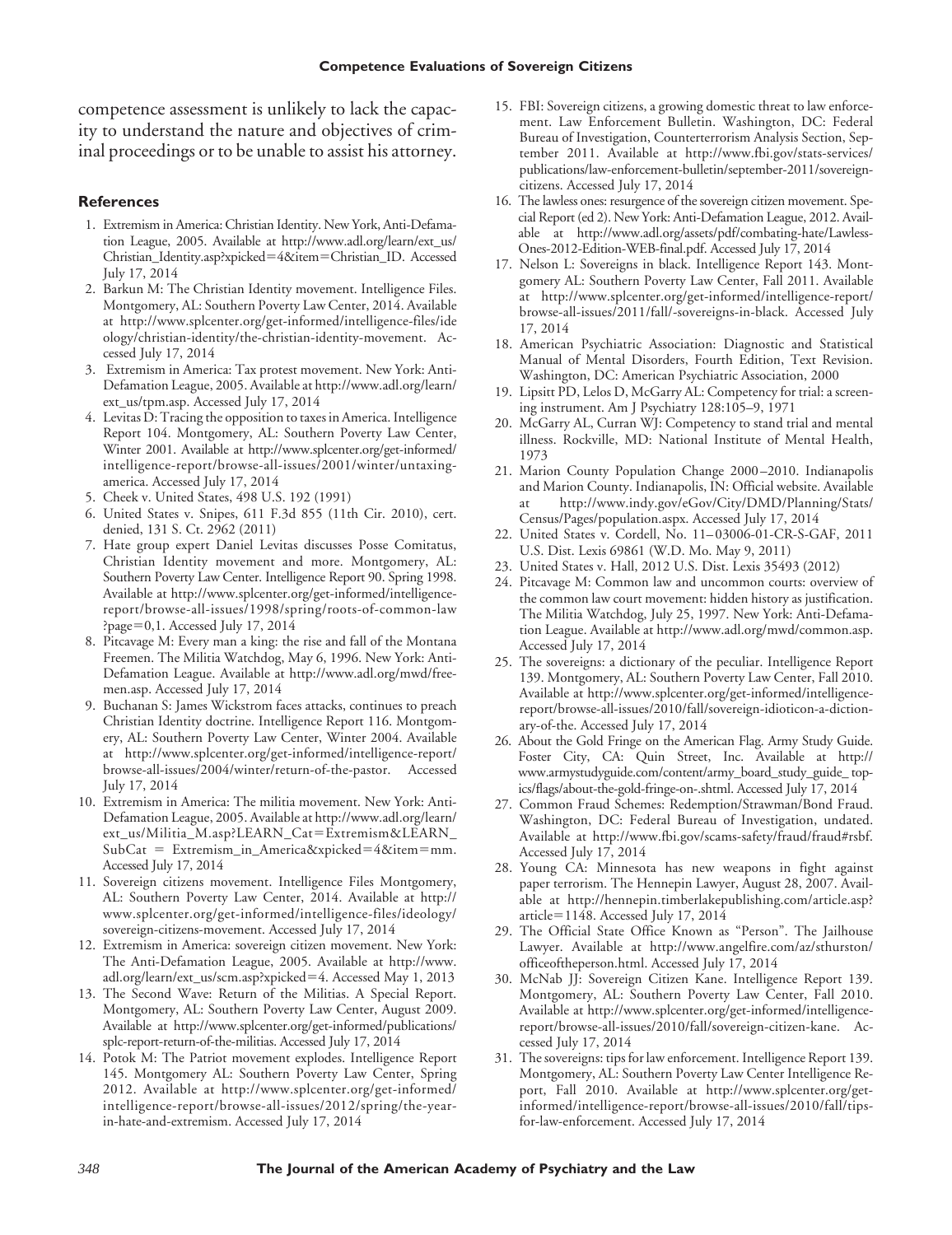competence assessment is unlikely to lack the capacity to understand the nature and objectives of criminal proceedings or to be unable to assist his attorney.

## References

1. Extremism in America: Christian Identity. New York, Anti-Defamation League, 2005. Available at http://www.adl.org/learn/ext_us/Christian_Identity.asp?xpicked=4&item=Christian_ID. Accessed July 17, 2014
2. Barkun M: The Christian Identity movement. Intelligence Files. Montgomery, AL: Southern Poverty Law Center, 2014. Available at http://www.splcenter.org/get-informed/intelligence-files/ideology/christian-identity/the-christian-identity-movement. Accessed July 17, 2014
3. Extremism in America: Tax protest movement. New York: Anti-Defamation League, 2005. Available at http://www.adl.org/learn/ext_us/tpm.asp. Accessed July 17, 2014
4. Levitas D: Tracing the opposition to taxes in America. Intelligence Report 104. Montgomery, AL: Southern Poverty Law Center, Winter 2001. Available at http://www.splcenter.org/get-informed/intelligence-report/browse-all-issues/2001/winter/untaxing-america. Accessed July 17, 2014
5. Cheek v. United States, 498 U.S. 192 (1991)
6. United States v. Snipes, 611 F.3d 855 (11th Cir. 2010), cert. denied, 131 S. Ct. 2962 (2011)
7. Hate group expert Daniel Levitas discusses Posse Comitatus, Christian Identity movement and more. Montgomery, AL: Southern Poverty Law Center. Intelligence Report 90. Spring 1998. Available at http://www.splcenter.org/get-informed/intelligence-report/browse-all-issues/1998/spring/roots-of-common-law?page=0,1. Accessed July 17, 2014
8. Pitcavage M: Every man a king: the rise and fall of the Montana Freemen. The Militia Watchdog, May 6, 1996. New York: Anti-Defamation League. Available at http://www.adl.org/mwd/freemen.asp. Accessed July 17, 2014
9. Buchanan S: James Wickstrom faces attacks, continues to preach Christian Identity doctrine. Intelligence Report 116. Montgomery, AL: Southern Poverty Law Center, Winter 2004. Available at http://www.splcenter.org/get-informed/intelligence-report/browse-all-issues/2004/winter/return-of-the-pastor. Accessed July 17, 2014
10. Extremism in America: The militia movement. New York: Anti-Defamation League, 2005. Available at http://www.adl.org/learn/ext_us/Militia_M.asp?LEARN_Cat=Extremism&LEARN_SubCat = Extremism_in_America&xpicked=4&item=mm. Accessed July 17, 2014
11. Sovereign citizens movement. Intelligence Files Montgomery, AL: Southern Poverty Law Center, 2014. Available at http://www.splcenter.org/get-informed/intelligence-files/ideology/sovereign-citizens-movement. Accessed July 17, 2014
12. Extremism in America: sovereign citizen movement. New York: The Anti-Defamation League, 2005. Available at http://www.adl.org/learn/ext_us/scm.asp?xpicked=4. Accessed May 1, 2013
13. The Second Wave: Return of the Militias. A Special Report. Montgomery, AL: Southern Poverty Law Center, August 2009. Available at http://www.splcenter.org/get-informed/publications/splc-report-return-of-the-militias. Accessed July 17, 2014
14. Potok M: The Patriot movement explodes. Intelligence Report 145. Montgomery AL: Southern Poverty Law Center, Spring 2012. Available at http://www.splcenter.org/get-informed/intelligence-report/browse-all-issues/2012/spring/the-year-in-hate-and-extremism. Accessed July 17, 2014
15. FBI: Sovereign citizens, a growing domestic threat to law enforcement. Law Enforcement Bulletin. Washington, DC: Federal Bureau of Investigation, Counterterrorism Analysis Section, September 2011. Available at http://www.fbi.gov/stats-services/publications/law-enforcement-bulletin/september-2011/sovereign-citizens. Accessed July 17, 2014
16. The lawless ones: resurgence of the sovereign citizen movement. Special Report (ed 2). New York: Anti-Defamation League, 2012. Available at http://www.adl.org/assets/pdf/combating-hate/Lawless-Ones-2012-Edition-WEB-final.pdf. Accessed July 17, 2014
17. Nelson L: Sovereigns in black. Intelligence Report 143. Montgomery AL: Southern Poverty Law Center, Fall 2011. Available at http://www.splcenter.org/get-informed/intelligence-report/browse-all-issues/2011/fall/-sovereigns-in-black. Accessed July 17, 2014
18. American Psychiatric Association: Diagnostic and Statistical Manual of Mental Disorders, Fourth Edition, Text Revision. Washington, DC: American Psychiatric Association, 2000
19. Lipsitt PD, Lelos D, McGarry AL: Competency for trial: a screening instrument. Am J Psychiatry 128:105–9, 1971
20. McGarry AL, Curran WJ: Competency to stand trial and mental illness. Rockville, MD: National Institute of Mental Health, 1973
21. Marion County Population Change 2000–2010. Indianapolis and Marion County. Indianapolis, IN: Official website. Available at http://www.indy.gov/eGov/City/DMD/Planning/Stats/Census/Pages/population.aspx. Accessed July 17, 2014
22. United States v. Cordell, No. 11–03006-01-CR-S-GAF, 2011 U.S. Dist. Lexis 69861 (W.D. Mo. May 9, 2011)
23. United States v. Hall, 2012 U.S. Dist. Lexis 35493 (2012)
24. Pitcavage M: Common law and uncommon courts: overview of the common law court movement: hidden history as justification. The Militia Watchdog, July 25, 1997. New York: Anti-Defamation League. Available at http://www.adl.org/mwd/common.asp. Accessed July 17, 2014
25. The sovereigns: a dictionary of the peculiar. Intelligence Report 139. Montgomery, AL: Southern Poverty Law Center, Fall 2010. Available at http://www.splcenter.org/get-informed/intelligence-report/browse-all-issues/2010/fall/sovereign-idioticon-a-dictionary-of-the. Accessed July 17, 2014
26. About the Gold Fringe on the American Flag. Army Study Guide. Foster City, CA: Quin Street, Inc. Available at http://www.armystudyguide.com/content/army_board_study_guide_topics/flags/about-the-gold-fringe-on-.shtml. Accessed July 17, 2014
27. Common Fraud Schemes: Redemption/Strawman/Bond Fraud. Washington, DC: Federal Bureau of Investigation, undated. Available at http://www.fbi.gov/scams-safety/fraud/fraud#rsbf. Accessed July 17, 2014
28. Young CA: Minnesota has new weapons in fight against paper terrorism. The Hennepin Lawyer, August 28, 2007. Available at http://hennepin.timberlakepublishing.com/article.asp?article=1148. Accessed July 17, 2014
29. The Official State Office Known as "Person". The Jailhouse Lawyer. Available at http://www.angelfire.com/az/sthurston/officeoftheperson.html. Accessed July 17, 2014
30. McNab JJ: Sovereign Citizen Kane. Intelligence Report 139. Montgomery, AL: Southern Poverty Law Center, Fall 2010. Available at http://www.splcenter.org/get-informed/intelligence-report/browse-all-issues/2010/fall/sovereign-citizen-kane. Accessed July 17, 2014
31. The sovereigns: tips for law enforcement. Intelligence Report 139. Montgomery, AL: Southern Poverty Law Center Intelligence Report, Fall 2010. Available at http://www.splcenter.org/get-informed/intelligence-report/browse-all-issues/2010/fall/tips-for-law-enforcement. Accessed July 17, 2014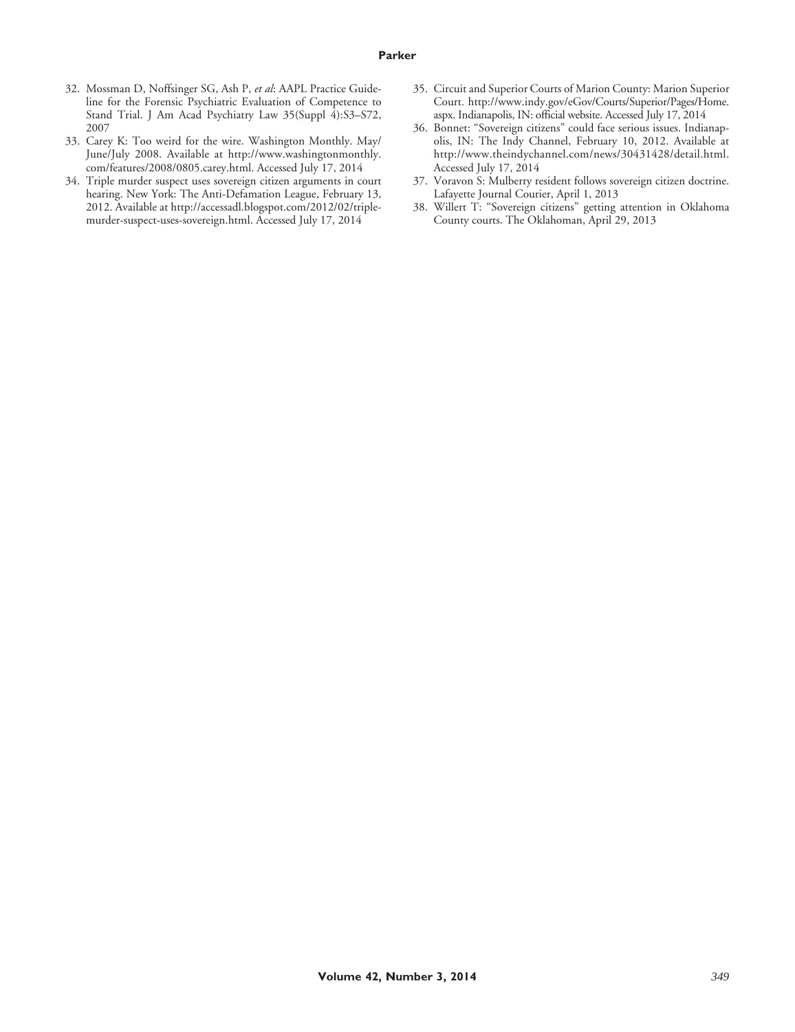32. Mossman D, Noffsinger SG, Ash P, *et al*: AAPL Practice Guideline for the Forensic Psychiatric Evaluation of Competence to Stand Trial. J Am Acad Psychiatry Law 35(Suppl 4):S3–S72, 2007
33. Carey K: Too weird for the wire. Washington Monthly. May/June/July 2008. Available at http://www.washingtonmonthly.com/features/2008/0805.carey.html. Accessed July 17, 2014
34. Triple murder suspect uses sovereign citizen arguments in court hearing. New York: The Anti-Defamation League, February 13, 2012. Available at http://accessadl.blogspot.com/2012/02/triple-murder-suspect-uses-sovereign.html. Accessed July 17, 2014
35. Circuit and Superior Courts of Marion County: Marion Superior Court. http://www.indy.gov/eGov/Courts/Superior/Pages/Home.aspx. Indianapolis, IN: official website. Accessed July 17, 2014
36. Bonnet: "Sovereign citizens" could face serious issues. Indianapolis, IN: The Indy Channel, February 10, 2012. Available at http://www.theindychannel.com/news/30431428/detail.html. Accessed July 17, 2014
37. Voravon S: Mulberry resident follows sovereign citizen doctrine. Lafayette Journal Courier, April 1, 2013
38. Willert T: "Sovereign citizens" getting attention in Oklahoma County courts. The Oklahoman, April 29, 2013